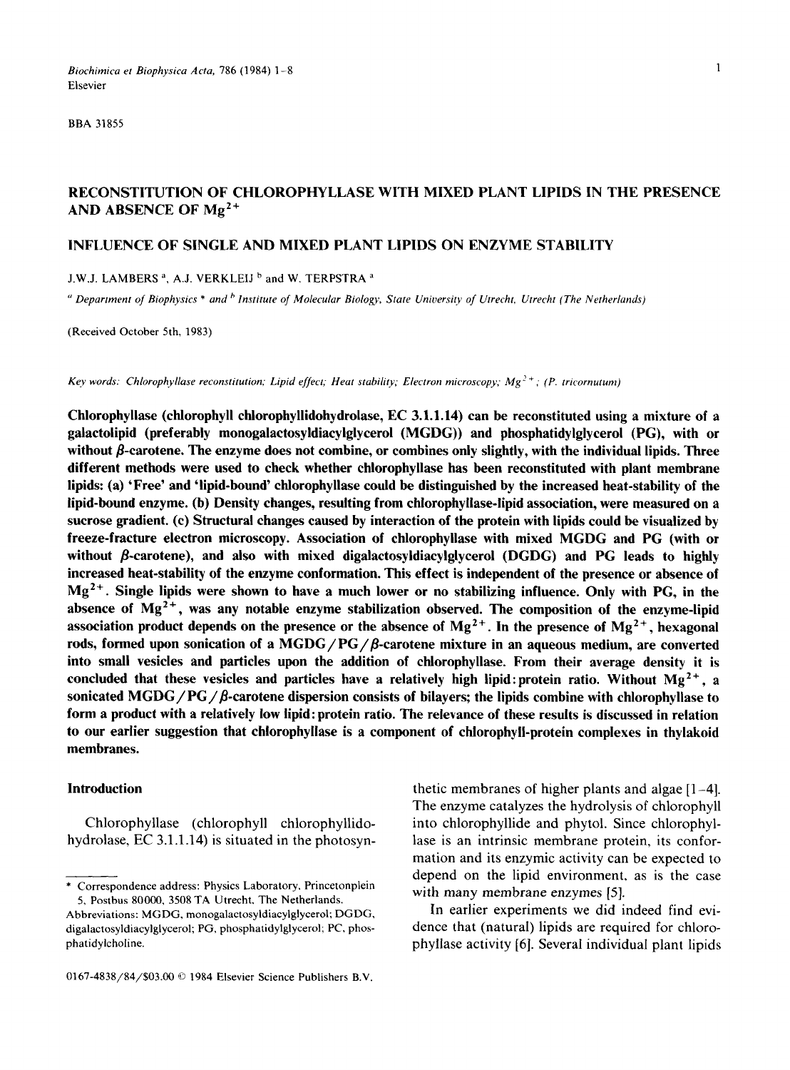BBA 31855

# RECONSTITUTION OF CHLOROPHYLLASE WITH MIXED PLANT LIPIDS IN THE PRESENCE AND ABSENCE OF $Mg^{2+}$

## INFLUENCE OF SINGLE AND MIXED PLANT LIPIDS ON ENZYME STABILITY

J.W.J. LAMBERS [a], A.J. VERKLEIJ [b] and W. TERPSTRA [a]

[a] Department of Biophysics * and [b] Institute of Molecular Biology, State University of Utrecht, Utrecht (The Netherlands)

(Received October 5th, 1983)

*Key words: Chlorophyllase reconstitution; Lipid effect; Heat stability; Electron microscopy; $Mg^{2+}$; (P. tricornutum)*

**Chlorophyllase (chlorophyll chlorophyllidohydrolase, EC 3.1.1.14) can be reconstituted using a mixture of a galactolipid (preferably monogalactosyldiacylglycerol (MGDG)) and phosphatidylglycerol (PG), with or without β-carotene. The enzyme does not combine, or combines only slightly, with the individual lipids. Three different methods were used to check whether chlorophyllase has been reconstituted with plant membrane lipids: (a) 'Free' and 'lipid-bound' chlorophyllase could be distinguished by the increased heat-stability of the lipid-bound enzyme. (b) Density changes, resulting from chlorophyllase-lipid association, were measured on a sucrose gradient. (c) Structural changes caused by interaction of the protein with lipids could be visualized by freeze-fracture electron microscopy. Association of chlorophyllase with mixed MGDG and PG (with or without β-carotene), and also with mixed digalactosyldiacylglycerol (DGDG) and PG leads to highly increased heat-stability of the enzyme conformation. This effect is independent of the presence or absence of $Mg^{2+}$. Single lipids were shown to have a much lower or no stabilizing influence. Only with PG, in the absence of $Mg^{2+}$, was any notable enzyme stabilization observed. The composition of the enzyme-lipid association product depends on the presence or the absence of $Mg^{2+}$. In the presence of $Mg^{2+}$, hexagonal rods, formed upon sonication of a MGDG/PG/β-carotene mixture in an aqueous medium, are converted into small vesicles and particles upon the addition of chlorophyllase. From their average density it is concluded that these vesicles and particles have a relatively high lipid:protein ratio. Without $Mg^{2+}$, a sonicated MGDG/PG/β-carotene dispersion consists of bilayers; the lipids combine with chlorophyllase to form a product with a relatively low lipid:protein ratio. The relevance of these results is discussed in relation to our earlier suggestion that chlorophyllase is a component of chlorophyll-protein complexes in thylakoid membranes.**

## Introduction

Chlorophyllase (chlorophyll chlorophyllidohydrolase, EC 3.1.1.14) is situated in the photosynthetic membranes of higher plants and algae [1–4]. The enzyme catalyzes the hydrolysis of chlorophyll into chlorophyllide and phytol. Since chlorophyllase is an intrinsic membrane protein, its conformation and its enzymic activity can be expected to depend on the lipid environment, as is the case with many membrane enzymes [5].

In earlier experiments we did indeed find evidence that (natural) lipids are required for chlorophyllase activity [6]. Several individual plant lipids

---

\* Correspondence address: Physics Laboratory, Princetonplein 5, Postbus 80000, 3508 TA Utrecht, The Netherlands.

Abbreviations: MGDG, monogalactosyldiacylglycerol; DGDG, digalactosyldiacylglycerol; PG, phosphatidylglycerol; PC, phosphatidylcholine.

0167-4838/84/$03.00 © 1984 Elsevier Science Publishers B.V.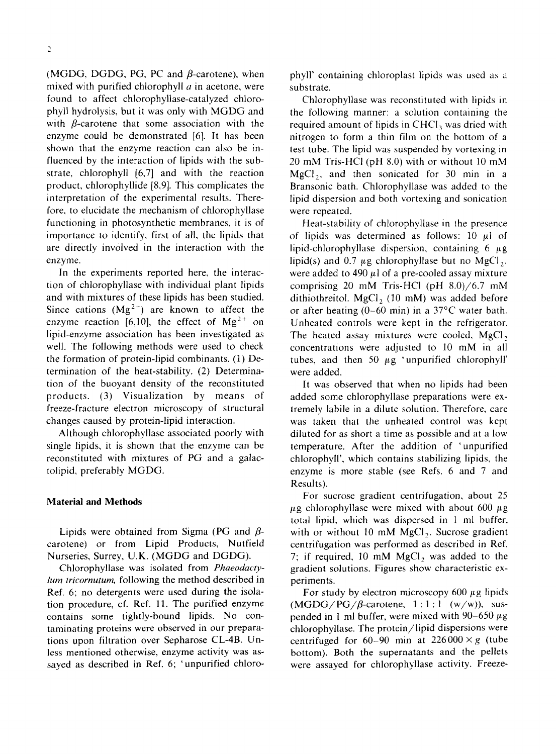(MGDG, DGDG, PG, PC and β-carotene), when mixed with purified chlorophyll *a* in acetone, were found to affect chlorophyllase-catalyzed chlorophyll hydrolysis, but it was only with MGDG and with β-carotene that some association with the enzyme could be demonstrated [6]. It has been shown that the enzyme reaction can also be influenced by the interaction of lipids with the substrate, chlorophyll [6,7] and with the reaction product, chlorophyllide [8,9]. This complicates the interpretation of the experimental results. Therefore, to elucidate the mechanism of chlorophyllase functioning in photosynthetic membranes, it is of importance to identify, first of all, the lipids that are directly involved in the interaction with the enzyme.

In the experiments reported here, the interaction of chlorophyllase with individual plant lipids and with mixtures of these lipids has been studied. Since cations ($Mg^{2+}$) are known to affect the enzyme reaction [6,10], the effect of $Mg^{2+}$ on lipid-enzyme association has been investigated as well. The following methods were used to check the formation of protein-lipid combinants. (1) Determination of the heat-stability. (2) Determination of the buoyant density of the reconstituted products. (3) Visualization by means of freeze-fracture electron microscopy of structural changes caused by protein-lipid interaction.

Although chlorophyllase associated poorly with single lipids, it is shown that the enzyme can be reconstituted with mixtures of PG and a galactolipid, preferably MGDG.

## Material and Methods

Lipids were obtained from Sigma (PG and β-carotene) or from Lipid Products, Nutfield Nurseries, Surrey, U.K. (MGDG and DGDG).

Chlorophyllase was isolated from *Phaeodactylum tricornutum*, following the method described in Ref. 6; no detergents were used during the isolation procedure, cf. Ref. 11. The purified enzyme contains some tightly-bound lipids. No contaminating proteins were observed in our preparations upon filtration over Sepharose CL-4B. Unless mentioned otherwise, enzyme activity was assayed as described in Ref. 6; 'unpurified chlorophyll' containing chloroplast lipids was used as a substrate.

Chlorophyllase was reconstituted with lipids in the following manner: a solution containing the required amount of lipids in $CHCl_3$ was dried with nitrogen to form a thin film on the bottom of a test tube. The lipid was suspended by vortexing in 20 mM Tris-HCl (pH 8.0) with or without 10 mM $MgCl_2$, and then sonicated for 30 min in a Bransonic bath. Chlorophyllase was added to the lipid dispersion and both vortexing and sonication were repeated.

Heat-stability of chlorophyllase in the presence of lipids was determined as follows: 10 μl of lipid-chlorophyllase dispersion, containing 6 μg lipid(s) and 0.7 μg chlorophyllase but no $MgCl_2$, were added to 490 μl of a pre-cooled assay mixture comprising 20 mM Tris-HCl (pH 8.0)/6.7 mM dithiothreitol. $MgCl_2$ (10 mM) was added before or after heating (0–60 min) in a 37°C water bath. Unheated controls were kept in the refrigerator. The heated assay mixtures were cooled, $MgCl_2$ concentrations were adjusted to 10 mM in all tubes, and then 50 μg 'unpurified chlorophyll' were added.

It was observed that when no lipids had been added some chlorophyllase preparations were extremely labile in a dilute solution. Therefore, care was taken that the unheated control was kept diluted for as short a time as possible and at a low temperature. After the addition of 'unpurified chlorophyll', which contains stabilizing lipids, the enzyme is more stable (see Refs. 6 and 7 and Results).

For sucrose gradient centrifugation, about 25 μg chlorophyllase were mixed with about 600 μg total lipid, which was dispersed in 1 ml buffer, with or without 10 mM $MgCl_2$. Sucrose gradient centrifugation was performed as described in Ref. 7; if required, 10 mM $MgCl_2$ was added to the gradient solutions. Figures show characteristic experiments.

For study by electron microscopy 600 μg lipids (MGDG/PG/β-carotene, 1 : 1 : 1 (w/w)), suspended in 1 ml buffer, were mixed with 90–650 μg chlorophyllase. The protein/lipid dispersions were centrifuged for 60–90 min at 226 000 × *g* (tube bottom). Both the supernatants and the pellets were assayed for chlorophyllase activity. Freeze-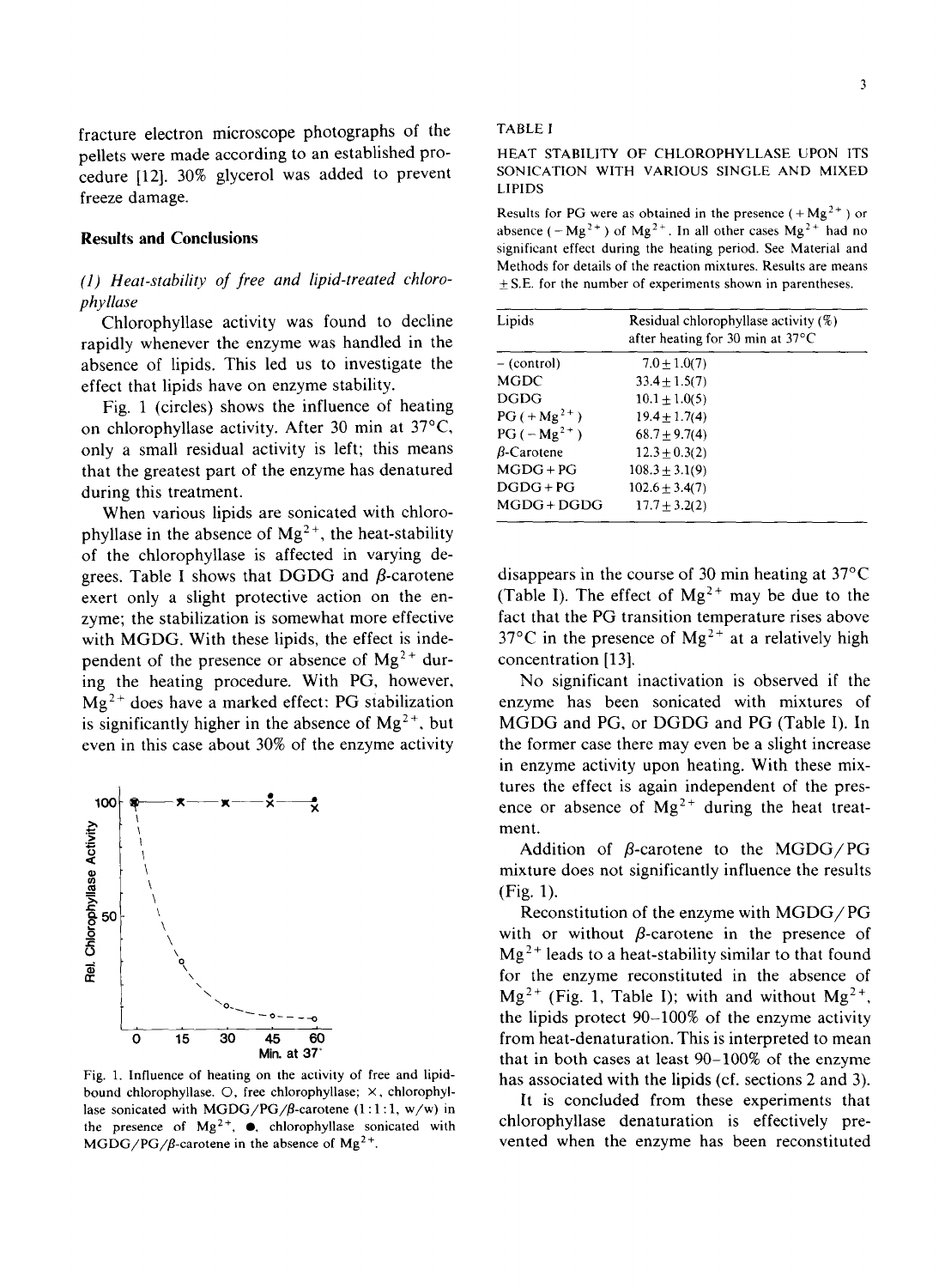fracture electron microscope photographs of the pellets were made according to an established procedure [12]. 30% glycerol was added to prevent freeze damage.

## Results and Conclusions

### *(1) Heat-stability of free and lipid-treated chlorophyllase*

Chlorophyllase activity was found to decline rapidly whenever the enzyme was handled in the absence of lipids. This led us to investigate the effect that lipids have on enzyme stability.

Fig. 1 (circles) shows the influence of heating on chlorophyllase activity. After 30 min at 37°C, only a small residual activity is left; this means that the greatest part of the enzyme has denatured during this treatment.

When various lipids are sonicated with chlorophyllase in the absence of $Mg^{2+}$, the heat-stability of the chlorophyllase is affected in varying degrees. Table I shows that DGDG and β-carotene exert only a slight protective action on the enzyme; the stabilization is somewhat more effective with MGDG. With these lipids, the effect is independent of the presence or absence of $Mg^{2+}$ during the heating procedure. With PG, however, $Mg^{2+}$ does have a marked effect: PG stabilization is significantly higher in the absence of $Mg^{2+}$, but even in this case about 30% of the enzyme activity disappears in the course of 30 min heating at 37°C (Table I). The effect of $Mg^{2+}$ may be due to the fact that the PG transition temperature rises above 37°C in the presence of $Mg^{2+}$ at a relatively high concentration [13].

Fig. 1. Influence of heating on the activity of free and lipid-bound chlorophyllase. ○, free chlorophyllase; ×, chlorophyllase sonicated with MGDG/PG/β-carotene (1:1:1, w/w) in the presence of $Mg^{2+}$. ●, chlorophyllase sonicated with MGDG/PG/β-carotene in the absence of $Mg^{2+}$.

TABLE I

HEAT STABILITY OF CHLOROPHYLLASE UPON ITS SONICATION WITH VARIOUS SINGLE AND MIXED LIPIDS

Results for PG were as obtained in the presence ($+Mg^{2+}$) or absence ($-Mg^{2+}$) of $Mg^{2+}$. In all other cases $Mg^{2+}$ had no significant effect during the heating period. See Material and Methods for details of the reaction mixtures. Results are means ± S.E. for the number of experiments shown in parentheses.

| Lipids | Residual chlorophyllase activity (%) after heating for 30 min at 37°C |
|---|---|
| – (control) | 7.0±1.0(7) |
| MGDC | 33.4±1.5(7) |
| DGDG | 10.1±1.0(5) |
| PG ($+Mg^{2+}$) | 19.4±1.7(4) |
| PG ($-Mg^{2+}$) | 68.7±9.7(4) |
| β-Carotene | 12.3±0.3(2) |
| MGDG+PG | 108.3±3.1(9) |
| DGDG+PG | 102.6±3.4(7) |
| MGDG+DGDG | 17.7±3.2(2) |

No significant inactivation is observed if the enzyme has been sonicated with mixtures of MGDG and PG, or DGDG and PG (Table I). In the former case there may even be a slight increase in enzyme activity upon heating. With these mixtures the effect is again independent of the presence or absence of $Mg^{2+}$ during the heat treatment.

Addition of β-carotene to the MGDG/PG mixture does not significantly influence the results (Fig. 1).

Reconstitution of the enzyme with MGDG/PG with or without β-carotene in the presence of $Mg^{2+}$ leads to a heat-stability similar to that found for the enzyme reconstituted in the absence of $Mg^{2+}$ (Fig. 1, Table I); with and without $Mg^{2+}$, the lipids protect 90–100% of the enzyme activity from heat-denaturation. This is interpreted to mean that in both cases at least 90–100% of the enzyme has associated with the lipids (cf. sections 2 and 3).

It is concluded from these experiments that chlorophyllase denaturation is effectively prevented when the enzyme has been reconstituted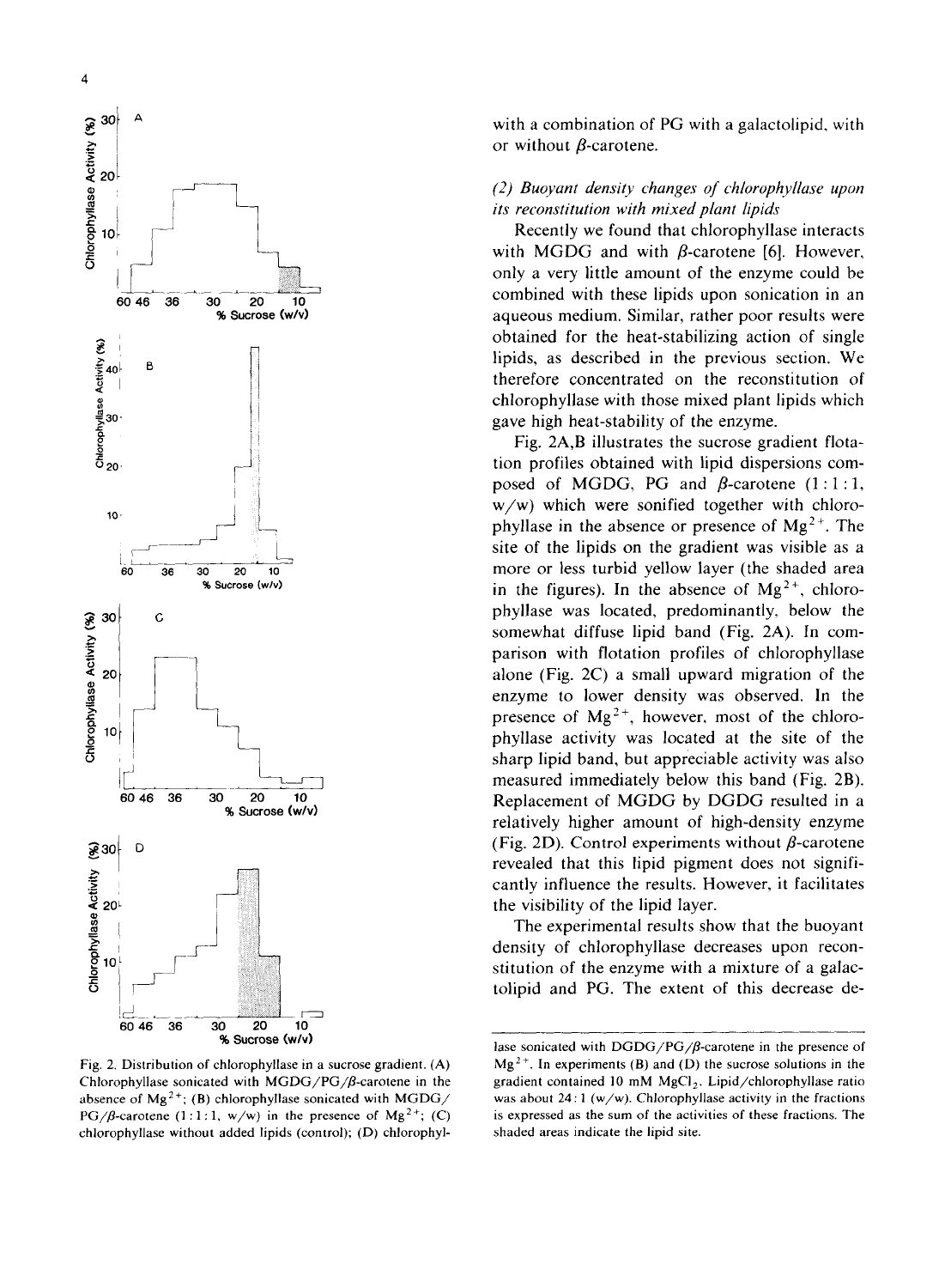with a combination of PG with a galactolipid, with or without β-carotene.

*(2) Buoyant density changes of chlorophyllase upon its reconstitution with mixed plant lipids*

Recently we found that chlorophyllase interacts with MGDG and with β-carotene [6]. However, only a very little amount of the enzyme could be combined with these lipids upon sonication in an aqueous medium. Similar, rather poor results were obtained for the heat-stabilizing action of single lipids, as described in the previous section. We therefore concentrated on the reconstitution of chlorophyllase with those mixed plant lipids which gave high heat-stability of the enzyme.

Fig. 2A,B illustrates the sucrose gradient flotation profiles obtained with lipid dispersions composed of MGDG, PG and β-carotene (1 : 1 : 1, w/w) which were sonified together with chlorophyllase in the absence or presence of $Mg^{2+}$. The site of the lipids on the gradient was visible as a more or less turbid yellow layer (the shaded area in the figures). In the absence of $Mg^{2+}$, chlorophyllase was located, predominantly, below the somewhat diffuse lipid band (Fig. 2A). In comparison with flotation profiles of chlorophyllase alone (Fig. 2C) a small upward migration of the enzyme to lower density was observed. In the presence of $Mg^{2+}$, however, most of the chlorophyllase activity was located at the site of the sharp lipid band, but appreciable activity was also measured immediately below this band (Fig. 2B). Replacement of MGDG by DGDG resulted in a relatively higher amount of high-density enzyme (Fig. 2D). Control experiments without β-carotene revealed that this lipid pigment does not significantly influence the results. However, it facilitates the visibility of the lipid layer.

The experimental results show that the buoyant density of chlorophyllase decreases upon reconstitution of the enzyme with a mixture of a galactolipid and PG. The extent of this decrease de-

Fig. 2. Distribution of chlorophyllase in a sucrose gradient. (A) Chlorophyllase sonicated with MGDG/PG/β-carotene in the absence of $Mg^{2+}$; (B) chlorophyllase sonicated with MGDG/PG/β-carotene (1 : 1 : 1, w/w) in the presence of $Mg^{2+}$; (C) chlorophyllase without added lipids (control); (D) chlorophyllase sonicated with DGDG/PG/β-carotene in the presence of $Mg^{2+}$. In experiments (B) and (D) the sucrose solutions in the gradient contained 10 mM $MgCl_2$. Lipid/chlorophyllase ratio was about 24 : 1 (w/w). Chlorophyllase activity in the fractions is expressed as the sum of the activities of these fractions. The shaded areas indicate the lipid site.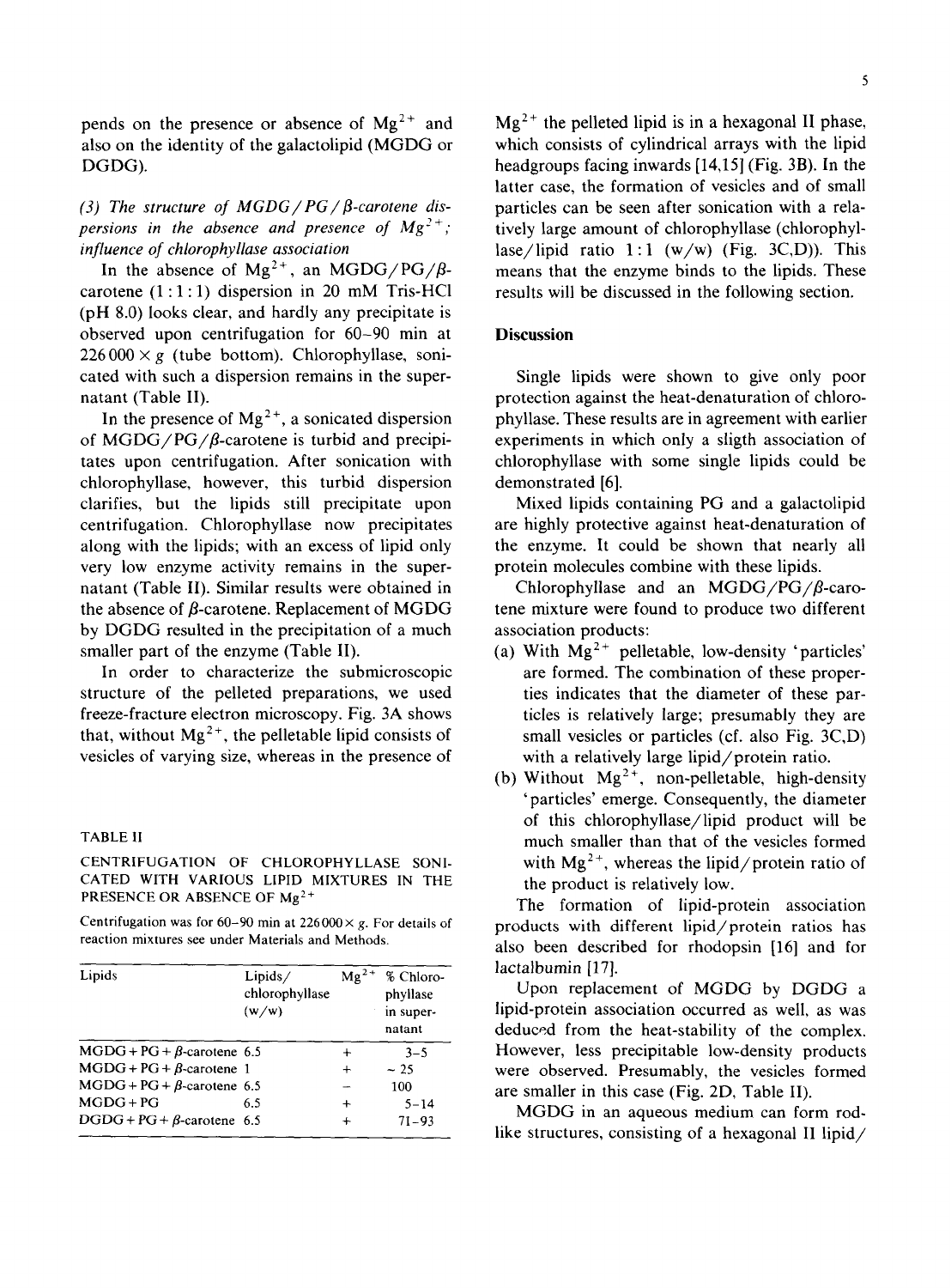pends on the presence or absence of $Mg^{2+}$ and also on the identity of the galactolipid (MGDG or DGDG).

### (3) *The structure of MGDG/PG/β-carotene dispersions in the absence and presence of $Mg^{2+}$; influence of chlorophyllase association*

In the absence of $Mg^{2+}$, an MGDG/PG/β-carotene (1 : 1 : 1) dispersion in 20 mM Tris-HCl (pH 8.0) looks clear, and hardly any precipitate is observed upon centrifugation for 60–90 min at 226 000 × g (tube bottom). Chlorophyllase, sonicated with such a dispersion remains in the supernatant (Table II).

In the presence of $Mg^{2+}$, a sonicated dispersion of MGDG/PG/β-carotene is turbid and precipitates upon centrifugation. After sonication with chlorophyllase, however, this turbid dispersion clarifies, but the lipids still precipitate upon centrifugation. Chlorophyllase now precipitates along with the lipids; with an excess of lipid only very low enzyme activity remains in the supernatant (Table II). Similar results were obtained in the absence of β-carotene. Replacement of MGDG by DGDG resulted in the precipitation of a much smaller part of the enzyme (Table II).

In order to characterize the submicroscopic structure of the pelleted preparations, we used freeze-fracture electron microscopy. Fig. 3A shows that, without $Mg^{2+}$, the pelletable lipid consists of vesicles of varying size, whereas in the presence of $Mg^{2+}$ the pelleted lipid is in a hexagonal II phase, which consists of cylindrical arrays with the lipid headgroups facing inwards [14,15] (Fig. 3B). In the latter case, the formation of vesicles and of small particles can be seen after sonication with a relatively large amount of chlorophyllase (chlorophyllase/lipid ratio 1 : 1 (w/w) (Fig. 3C,D)). This means that the enzyme binds to the lipids. These results will be discussed in the following section.

TABLE II

CENTRIFUGATION OF CHLOROPHYLLASE SONICATED WITH VARIOUS LIPID MIXTURES IN THE PRESENCE OR ABSENCE OF $Mg^{2+}$

Centrifugation was for 60–90 min at 226 000 × g. For details of reaction mixtures see under Materials and Methods.

| Lipids | Lipids/chlorophyllase (w/w) | $Mg^{2+}$ | % Chlorophyllase in supernatant |
|---|---|---|---|
| MGDG + PG + β-carotene | 6.5 | + | 3–5 |
| MGDG + PG + β-carotene | 1 | + | ~ 25 |
| MGDG + PG + β-carotene | 6.5 | – | 100 |
| MGDG + PG | 6.5 | + | 5–14 |
| DGDG + PG + β-carotene | 6.5 | + | 71–93 |

## Discussion

Single lipids were shown to give only poor protection against the heat-denaturation of chlorophyllase. These results are in agreement with earlier experiments in which only a sligth association of chlorophyllase with some single lipids could be demonstrated [6].

Mixed lipids containing PG and a galactolipid are highly protective against heat-denaturation of the enzyme. It could be shown that nearly all protein molecules combine with these lipids.

Chlorophyllase and an MGDG/PG/β-carotene mixture were found to produce two different association products:

(a) With $Mg^{2+}$ pelletable, low-density 'particles' are formed. The combination of these properties indicates that the diameter of these particles is relatively large; presumably they are small vesicles or particles (cf. also Fig. 3C,D) with a relatively large lipid/protein ratio.

(b) Without $Mg^{2+}$, non-pelletable, high-density 'particles' emerge. Consequently, the diameter of this chlorophyllase/lipid product will be much smaller than that of the vesicles formed with $Mg^{2+}$, whereas the lipid/protein ratio of the product is relatively low.

The formation of lipid-protein association products with different lipid/protein ratios has also been described for rhodopsin [16] and for lactalbumin [17].

Upon replacement of MGDG by DGDG a lipid-protein association occurred as well, as was deduced from the heat-stability of the complex. However, less precipitable low-density products were observed. Presumably, the vesicles formed are smaller in this case (Fig. 2D, Table II).

MGDG in an aqueous medium can form rod-like structures, consisting of a hexagonal II lipid/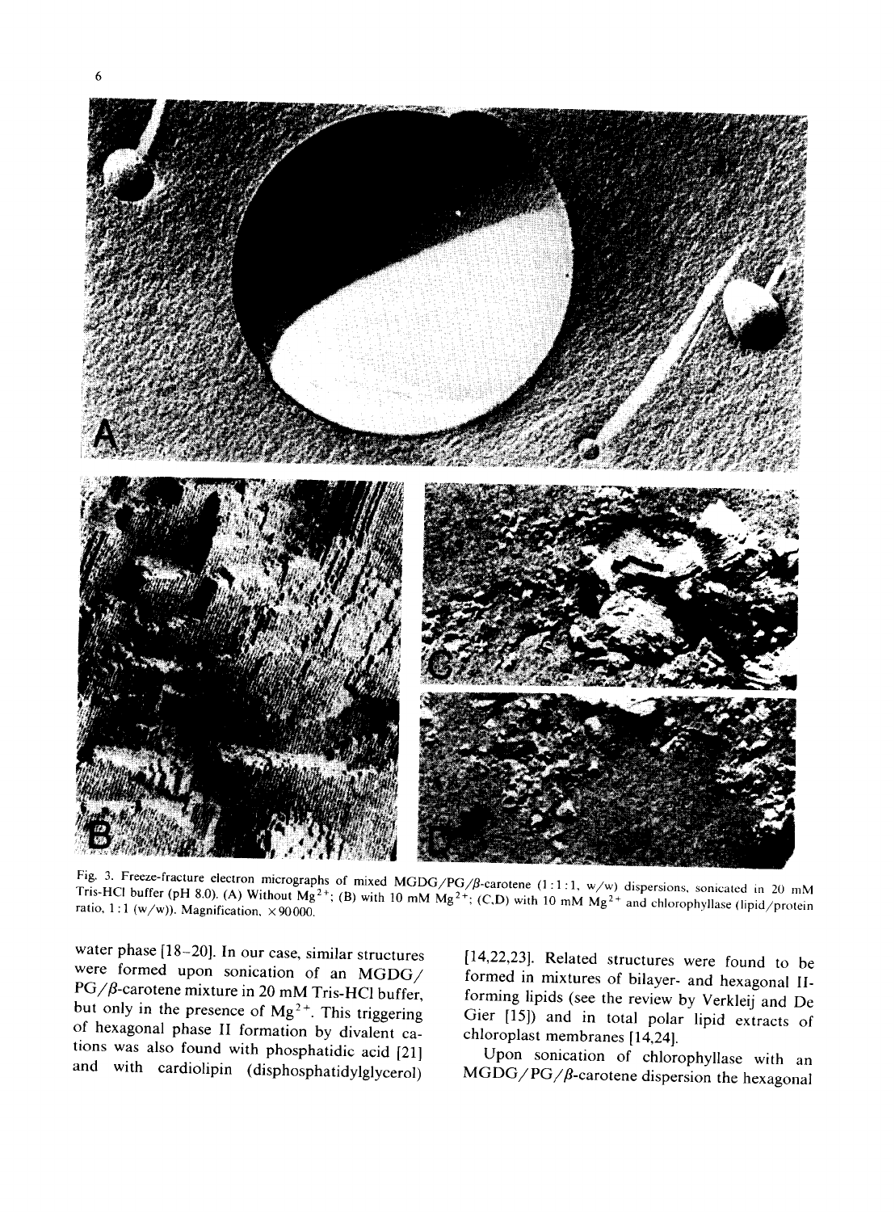Fig. 3. Freeze-fracture electron micrographs of mixed MGDG/PG/β-carotene (1 : 1 : 1, w/w) dispersions, sonicated in 20 mM Tris-HCl buffer (pH 8.0). (A) Without $Mg^{2+}$; (B) with 10 mM $Mg^{2+}$; (C,D) with 10 mM $Mg^{2+}$ and chlorophyllase (lipid/protein ratio, 1 : 1 (w/w)). Magnification, ×90000.

water phase [18–20]. In our case, similar structures were formed upon sonication of an MGDG/PG/β-carotene mixture in 20 mM Tris-HCl buffer, but only in the presence of $Mg^{2+}$. This triggering of hexagonal phase II formation by divalent cations was also found with phosphatidic acid [21] and with cardiolipin (disphosphatidylglycerol) [14,22,23]. Related structures were found to be formed in mixtures of bilayer- and hexagonal II-forming lipids (see the review by Verkleij and De Gier [15]) and in total polar lipid extracts of chloroplast membranes [14,24].

Upon sonication of chlorophyllase with an MGDG/PG/β-carotene dispersion the hexagonal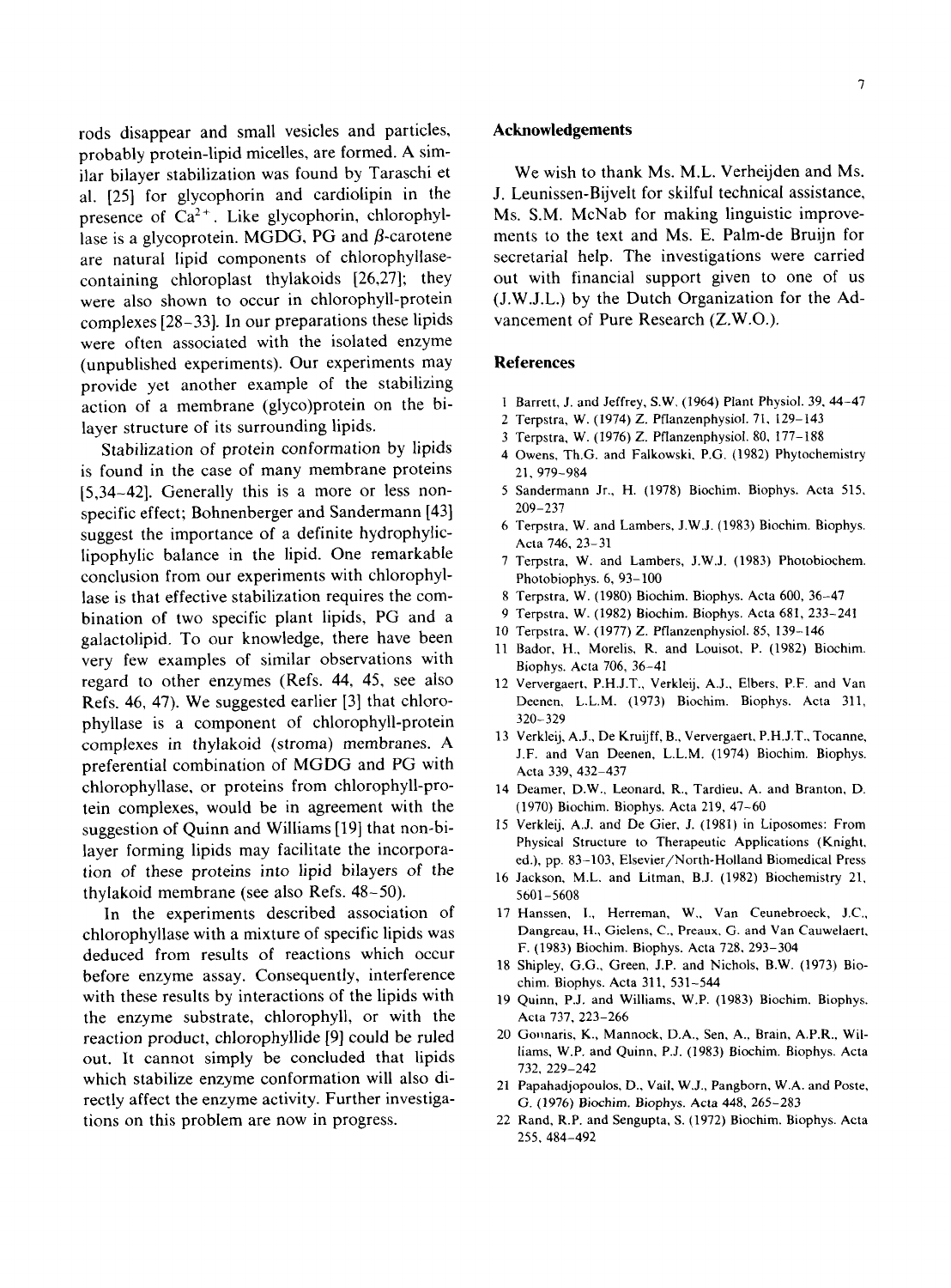rods disappear and small vesicles and particles, probably protein-lipid micelles, are formed. A similar bilayer stabilization was found by Taraschi et al. [25] for glycophorin and cardiolipin in the presence of $Ca^{2+}$. Like glycophorin, chlorophyllase is a glycoprotein. MGDG, PG and $\beta$-carotene are natural lipid components of chlorophyllase-containing chloroplast thylakoids [26,27]; they were also shown to occur in chlorophyll-protein complexes [28–33]. In our preparations these lipids were often associated with the isolated enzyme (unpublished experiments). Our experiments may provide yet another example of the stabilizing action of a membrane (glyco)protein on the bilayer structure of its surrounding lipids.

Stabilization of protein conformation by lipids is found in the case of many membrane proteins [5,34–42]. Generally this is a more or less non-specific effect; Bohnenberger and Sandermann [43] suggest the importance of a definite hydrophylic-lipophylic balance in the lipid. One remarkable conclusion from our experiments with chlorophyllase is that effective stabilization requires the combination of two specific plant lipids, PG and a galactolipid. To our knowledge, there have been very few examples of similar observations with regard to other enzymes (Refs. 44, 45, see also Refs. 46, 47). We suggested earlier [3] that chlorophyllase is a component of chlorophyll-protein complexes in thylakoid (stroma) membranes. A preferential combination of MGDG and PG with chlorophyllase, or proteins from chlorophyll-protein complexes, would be in agreement with the suggestion of Quinn and Williams [19] that non-bilayer forming lipids may facilitate the incorporation of these proteins into lipid bilayers of the thylakoid membrane (see also Refs. 48–50).

In the experiments described association of chlorophyllase with a mixture of specific lipids was deduced from results of reactions which occur before enzyme assay. Consequently, interference with these results by interactions of the lipids with the enzyme substrate, chlorophyll, or with the reaction product, chlorophyllide [9] could be ruled out. It cannot simply be concluded that lipids which stabilize enzyme conformation will also directly affect the enzyme activity. Further investigations on this problem are now in progress.

## Acknowledgements

We wish to thank Ms. M.L. Verheijden and Ms. J. Leunissen-Bijvelt for skilful technical assistance, Ms. S.M. McNab for making linguistic improvements to the text and Ms. E. Palm-de Bruijn for secretarial help. The investigations were carried out with financial support given to one of us (J.W.J.L.) by the Dutch Organization for the Advancement of Pure Research (Z.W.O.).

## References

1 Barrett, J. and Jeffrey, S.W. (1964) Plant Physiol. 39, 44–47
2 Terpstra, W. (1974) Z. Pflanzenphysiol. 71, 129–143
3 Terpstra, W. (1976) Z. Pflanzenphysiol. 80, 177–188
4 Owens, Th.G. and Falkowski, P.G. (1982) Phytochemistry 21, 979–984
5 Sandermann Jr., H. (1978) Biochim. Biophys. Acta 515, 209–237
6 Terpstra, W. and Lambers, J.W.J. (1983) Biochim. Biophys. Acta 746, 23–31
7 Terpstra, W. and Lambers, J.W.J. (1983) Photobiochem. Photobiophys. 6, 93–100
8 Terpstra, W. (1980) Biochim. Biophys. Acta 600, 36–47
9 Terpstra, W. (1982) Biochim. Biophys. Acta 681, 233–241
10 Terpstra, W. (1977) Z. Pflanzenphysiol. 85, 139–146
11 Bador, H., Morelis, R. and Louisot, P. (1982) Biochim. Biophys. Acta 706, 36–41
12 Ververgaert, P.H.J.T., Verkleij, A.J., Elbers, P.F. and Van Deenen, L.L.M. (1973) Biochim. Biophys. Acta 311, 320–329
13 Verkleij, A.J., De Kruijff, B., Ververgaert, P.H.J.T., Tocanne, J.F. and Van Deenen, L.L.M. (1974) Biochim. Biophys. Acta 339, 432–437
14 Deamer, D.W., Leonard, R., Tardieu, A. and Branton, D. (1970) Biochim. Biophys. Acta 219, 47–60
15 Verkleij, A.J. and De Gier, J. (1981) in Liposomes: From Physical Structure to Therapeutic Applications (Knight, ed.), pp. 83–103, Elsevier/North-Holland Biomedical Press
16 Jackson, M.L. and Litman, B.J. (1982) Biochemistry 21, 5601–5608
17 Hanssen, I., Herreman, W., Van Ceunebroeck, J.C., Dangreau, H., Gielens, C., Preaux, G. and Van Cauwelaert, F. (1983) Biochim. Biophys. Acta 728, 293–304
18 Shipley, G.G., Green, J.P. and Nichols, B.W. (1973) Biochim. Biophys. Acta 311, 531–544
19 Quinn, P.J. and Williams, W.P. (1983) Biochim. Biophys. Acta 737, 223–266
20 Gounaris, K., Mannock, D.A., Sen, A., Brain, A.P.R., Williams, W.P. and Quinn, P.J. (1983) Biochim. Biophys. Acta 732, 229–242
21 Papahadjopoulos, D., Vail, W.J., Pangborn, W.A. and Poste, G. (1976) Biochim. Biophys. Acta 448, 265–283
22 Rand, R.P. and Sengupta, S. (1972) Biochim. Biophys. Acta 255, 484–492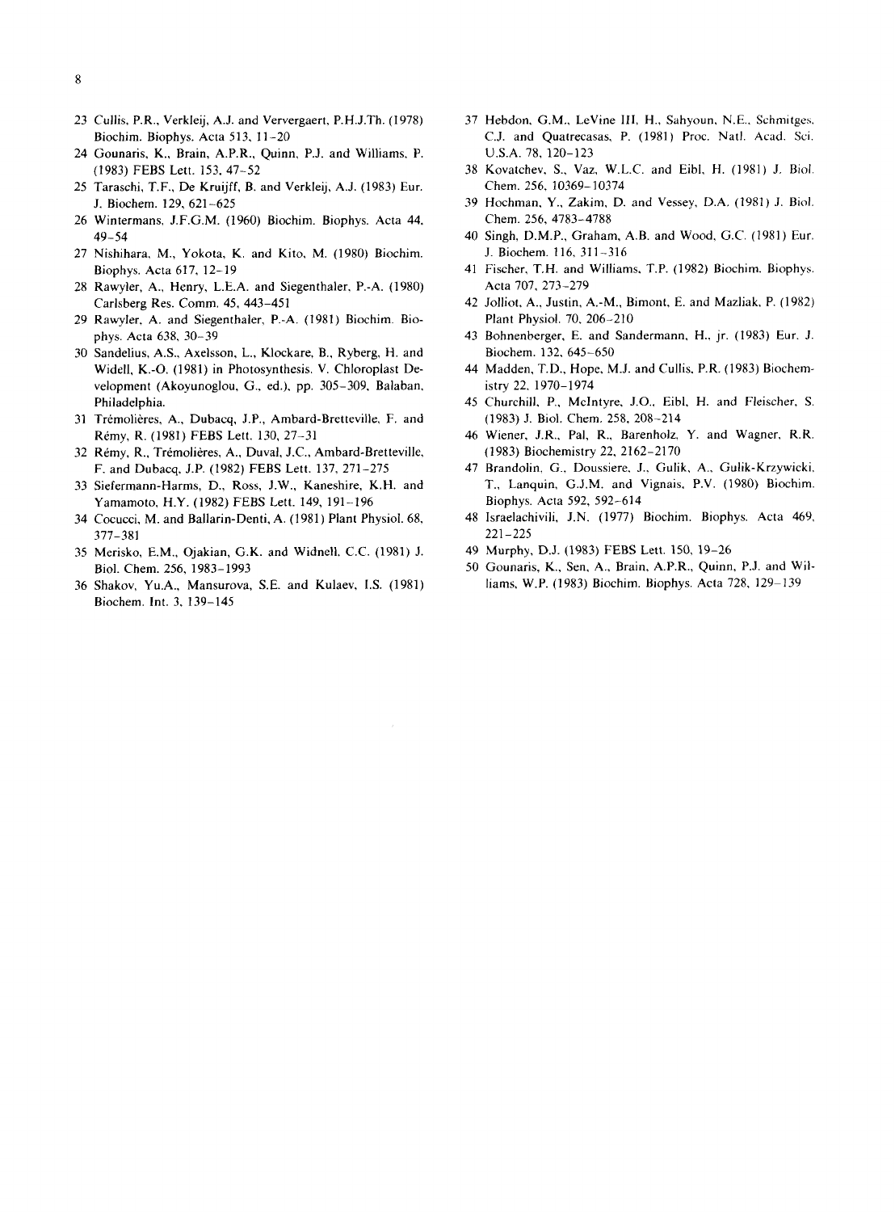23 Cullis, P.R., Verkleij, A.J. and Ververgaert, P.H.J.Th. (1978) Biochim. Biophys. Acta 513, 11–20

24 Gounaris, K., Brain, A.P.R., Quinn, P.J. and Williams, P. (1983) FEBS Lett. 153, 47–52

25 Taraschi, T.F., De Kruijff, B. and Verkleij, A.J. (1983) Eur. J. Biochem. 129, 621–625

26 Wintermans, J.F.G.M. (1960) Biochim. Biophys. Acta 44, 49–54

27 Nishihara, M., Yokota, K. and Kito, M. (1980) Biochim. Biophys. Acta 617, 12–19

28 Rawyler, A., Henry, L.E.A. and Siegenthaler, P.-A. (1980) Carlsberg Res. Comm. 45, 443–451

29 Rawyler, A. and Siegenthaler, P.-A. (1981) Biochim. Biophys. Acta 638, 30–39

30 Sandelius, A.S., Axelsson, L., Klockare, B., Ryberg, H. and Widell, K.-O. (1981) in Photosynthesis. V. Chloroplast Development (Akoyunoglou, G., ed.), pp. 305–309, Balaban, Philadelphia.

31 Trémolières, A., Dubacq, J.P., Ambard-Bretteville, F. and Rémy, R. (1981) FEBS Lett. 130, 27–31

32 Rémy, R., Trémolières, A., Duval, J.C., Ambard-Bretteville, F. and Dubacq, J.P. (1982) FEBS Lett. 137, 271–275

33 Siefermann-Harms, D., Ross, J.W., Kaneshire, K.H. and Yamamoto, H.Y. (1982) FEBS Lett. 149, 191–196

34 Cocucci, M. and Ballarin-Denti, A. (1981) Plant Physiol. 68, 377–381

35 Merisko, E.M., Ojakian, G.K. and Widnell, C.C. (1981) J. Biol. Chem. 256, 1983–1993

36 Shakov, Yu.A., Mansurova, S.E. and Kulaev, I.S. (1981) Biochem. Int. 3, 139–145

37 Hebdon, G.M., LeVine III, H., Sahyoun, N.E., Schmitges, C.J. and Quatrecasas, P. (1981) Proc. Natl. Acad. Sci. U.S.A. 78, 120–123

38 Kovatchev, S., Vaz, W.L.C. and Eibl, H. (1981) J. Biol. Chem. 256, 10369–10374

39 Hochman, Y., Zakim, D. and Vessey, D.A. (1981) J. Biol. Chem. 256, 4783–4788

40 Singh, D.M.P., Graham, A.B. and Wood, G.C. (1981) Eur. J. Biochem. 116, 311–316

41 Fischer, T.H. and Williams, T.P. (1982) Biochim. Biophys. Acta 707, 273–279

42 Jolliot, A., Justin, A.-M., Bimont, E. and Mazliak, P. (1982) Plant Physiol. 70, 206–210

43 Bohnenberger, E. and Sandermann, H., jr. (1983) Eur. J. Biochem. 132, 645–650

44 Madden, T.D., Hope, M.J. and Cullis, P.R. (1983) Biochemistry 22, 1970–1974

45 Churchill, P., McIntyre, J.O., Eibl, H. and Fleischer, S. (1983) J. Biol. Chem. 258, 208–214

46 Wiener, J.R., Pal, R., Barenholz, Y. and Wagner, R.R. (1983) Biochemistry 22, 2162–2170

47 Brandolin, G., Doussiere, J., Gulik, A., Gulik-Krzywicki, T., Lanquin, G.J.M. and Vignais, P.V. (1980) Biochim. Biophys. Acta 592, 592–614

48 Israelachivili, J.N. (1977) Biochim. Biophys. Acta 469, 221–225

49 Murphy, D.J. (1983) FEBS Lett. 150, 19–26

50 Gounaris, K., Sen, A., Brain, A.P.R., Quinn, P.J. and Williams, W.P. (1983) Biochim. Biophys. Acta 728, 129–139